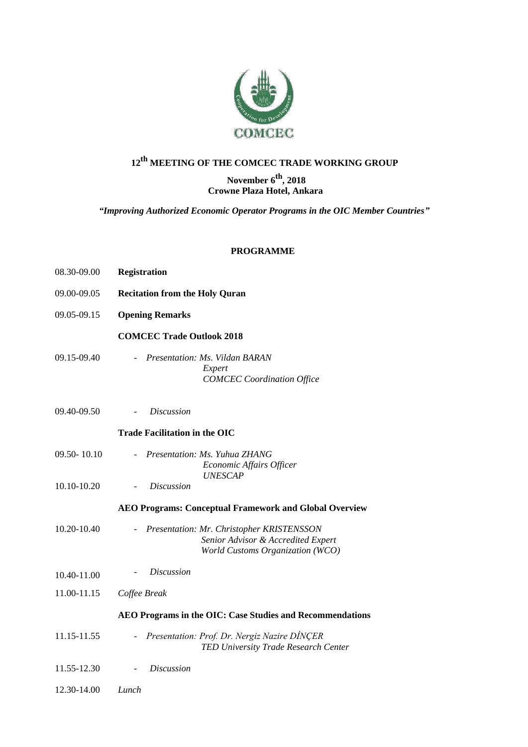# 12th MEETING OF THE COMCEC TRADE WORKING GROUP

**November 6th, 2018**
**Crowne Plaza Hotel, Ankara**

*"Improving Authorized Economic Operator Programs in the OIC Member Countries"*

## PROGRAMME

08.30-09.00 **Registration**

09.00-09.05 **Recitation from the Holy Quran**

09.05-09.15 **Opening Remarks**

**COMCEC Trade Outlook 2018**

09.15-09.40 - *Presentation: Ms. Vildan BARAN*
*Expert*
*COMCEC Coordination Office*

09.40-09.50 - *Discussion*

**Trade Facilitation in the OIC**

09.50- 10.10 - *Presentation: Ms. Yuhua ZHANG*
*Economic Affairs Officer*
*UNESCAP*

10.10-10.20 - *Discussion*

**AEO Programs: Conceptual Framework and Global Overview**

10.20-10.40 - *Presentation: Mr. Christopher KRISTENSSON*
*Senior Advisor & Accredited Expert*
*World Customs Organization (WCO)*

10.40-11.00 - *Discussion*

11.00-11.15 *Coffee Break*

**AEO Programs in the OIC: Case Studies and Recommendations**

11.15-11.55 - *Presentation: Prof. Dr. Nergiz Nazire DİNÇER*
*TED University Trade Research Center*

11.55-12.30 - *Discussion*

12.30-14.00 *Lunch*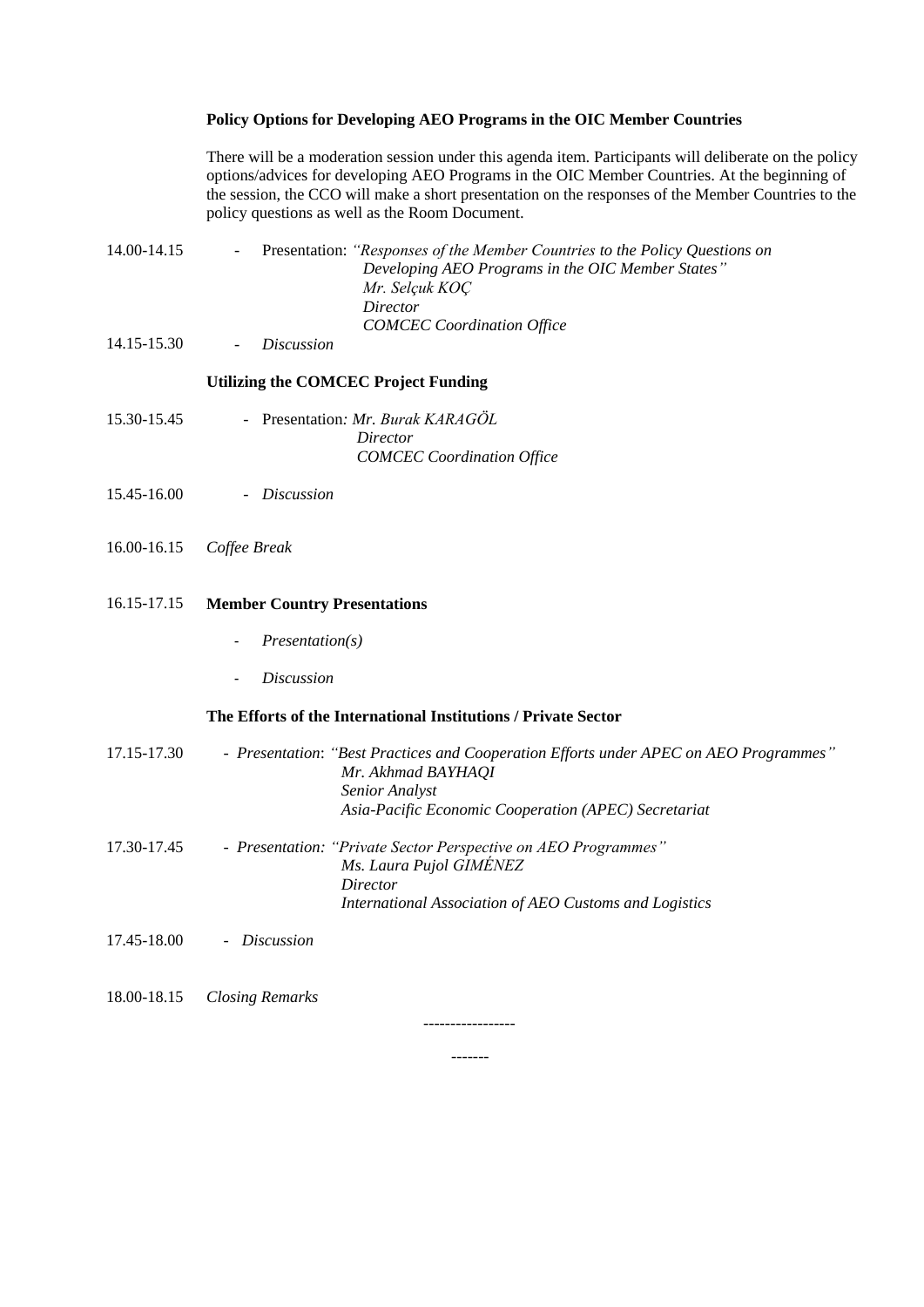**Policy Options for Developing AEO Programs in the OIC Member Countries**

There will be a moderation session under this agenda item. Participants will deliberate on the policy options/advices for developing AEO Programs in the OIC Member Countries. At the beginning of the session, the CCO will make a short presentation on the responses of the Member Countries to the policy questions as well as the Room Document.

14.00-14.15 - Presentation: *"Responses of the Member Countries to the Policy Questions on Developing AEO Programs in the OIC Member States"*
*Mr. Selçuk KOÇ*
*Director*
*COMCEC Coordination Office*

14.15-15.30 - *Discussion*

**Utilizing the COMCEC Project Funding**

15.30-15.45 - Presentation: *Mr. Burak KARAGÖL*
*Director*
*COMCEC Coordination Office*

15.45-16.00 - *Discussion*

16.00-16.15 *Coffee Break*

16.15-17.15 **Member Country Presentations**

- *Presentation(s)*
- *Discussion*

**The Efforts of the International Institutions / Private Sector**

17.15-17.30 - *Presentation*: *"Best Practices and Cooperation Efforts under APEC on AEO Programmes"*
*Mr. Akhmad BAYHAQI*
*Senior Analyst*
*Asia-Pacific Economic Cooperation (APEC) Secretariat*

17.30-17.45 - *Presentation: "Private Sector Perspective on AEO Programmes"*
*Ms. Laura Pujol GIMÉNEZ*
*Director*
*International Association of AEO Customs and Logistics*

17.45-18.00 - *Discussion*

18.00-18.15 *Closing Remarks*

-----------------

-------